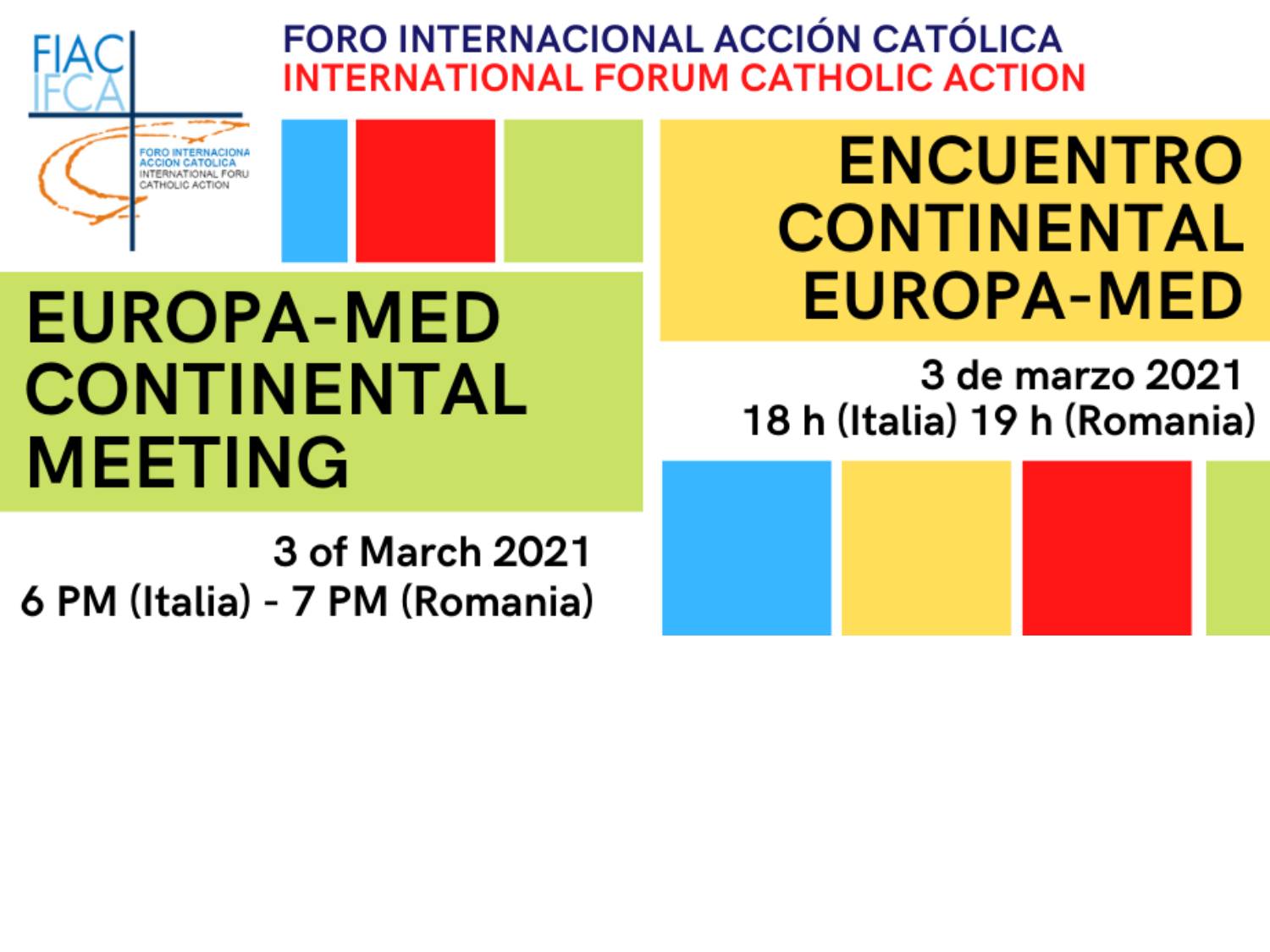FIAC
IFCA

FORO INTERNACIONAL ACCIÓN CATÓLICA
INTERNATIONAL FORUM CATHOLIC ACTION

# EUROPA-MED CONTINENTAL MEETING

3 of March 2021
6 PM (Italia) - 7 PM (Romania)

# ENCUENTRO CONTINENTAL EUROPA-MED

3 de marzo 2021
18 h (Italia) 19 h (Romania)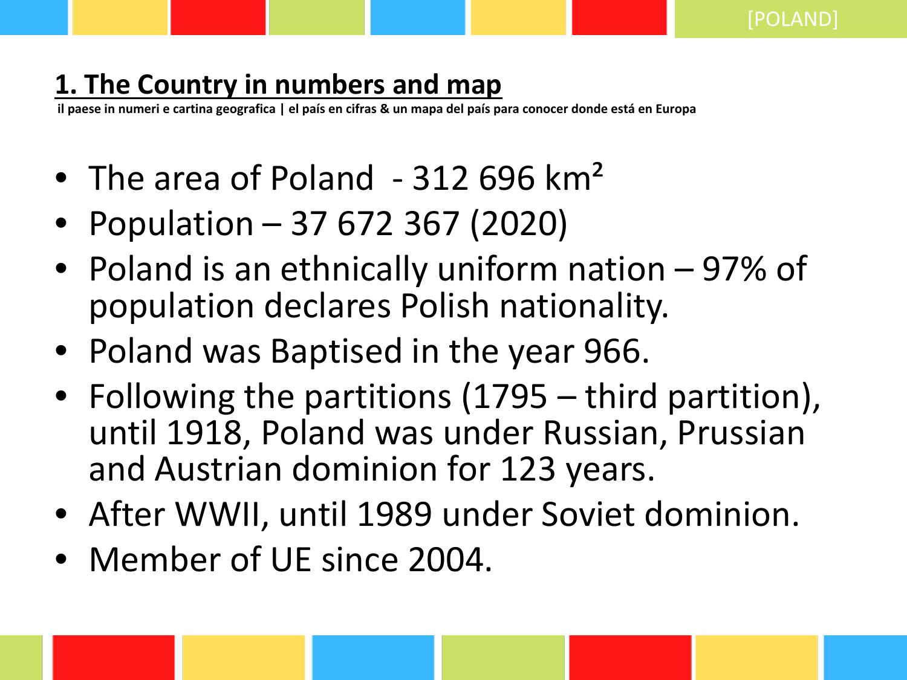## 1. The Country in numbers and map

**il paese in numeri e cartina geografica | el país en cifras & un mapa del país para conocer donde está en Europa**

- The area of Poland - 312 696 km$^2$
- Population – 37 672 367 (2020)
- Poland is an ethnically uniform nation – 97% of population declares Polish nationality.
- Poland was Baptised in the year 966.
- Following the partitions (1795 – third partition), until 1918, Poland was under Russian, Prussian and Austrian dominion for 123 years.
- After WWII, until 1989 under Soviet dominion.
- Member of UE since 2004.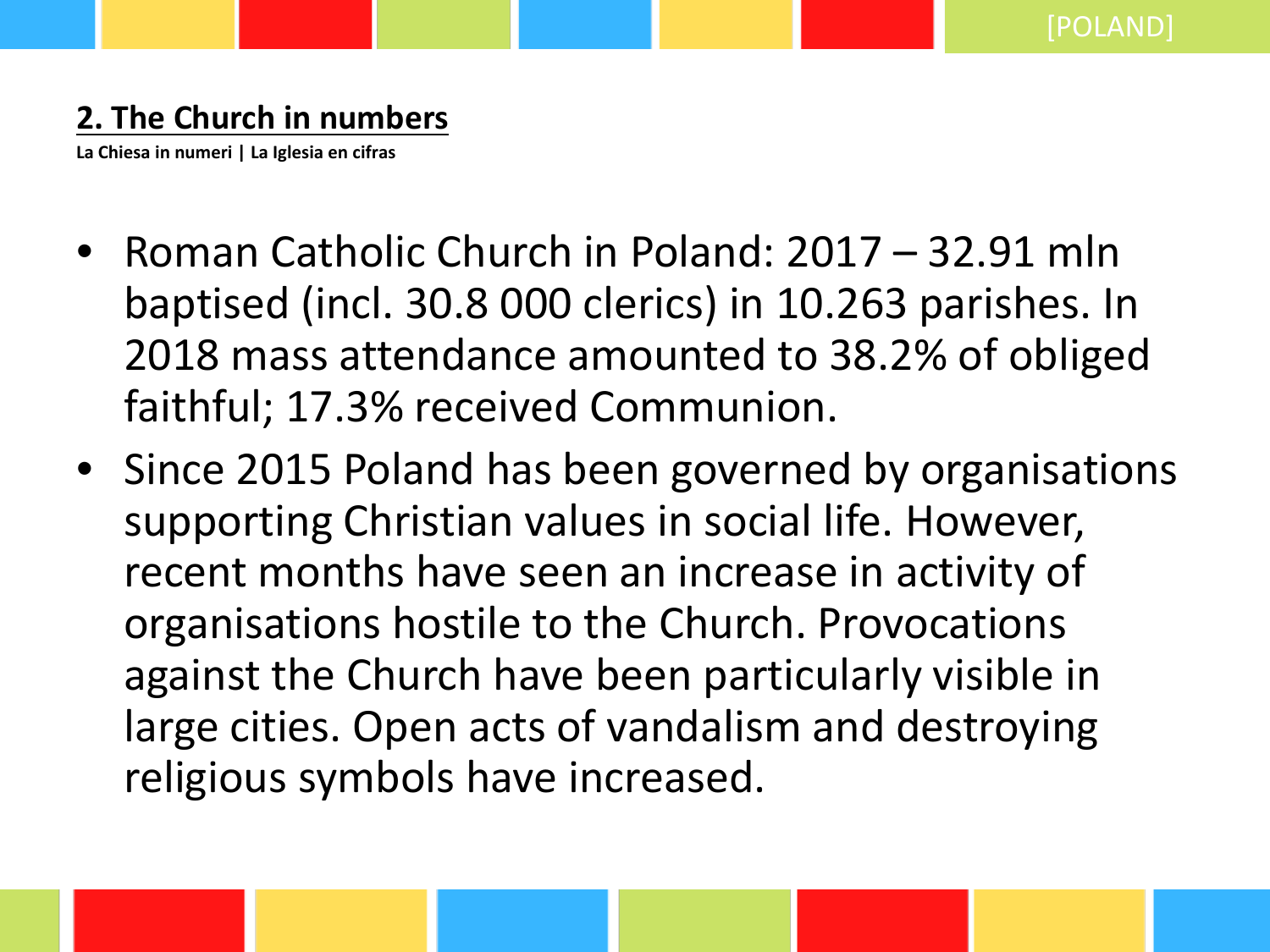## 2. The Church in numbers

**La Chiesa in numeri | La Iglesia en cifras**

- Roman Catholic Church in Poland: 2017 – 32.91 mln baptised (incl. 30.8 000 clerics) in 10.263 parishes. In 2018 mass attendance amounted to 38.2% of obliged faithful; 17.3% received Communion.
- Since 2015 Poland has been governed by organisations supporting Christian values in social life. However, recent months have seen an increase in activity of organisations hostile to the Church. Provocations against the Church have been particularly visible in large cities. Open acts of vandalism and destroying religious symbols have increased.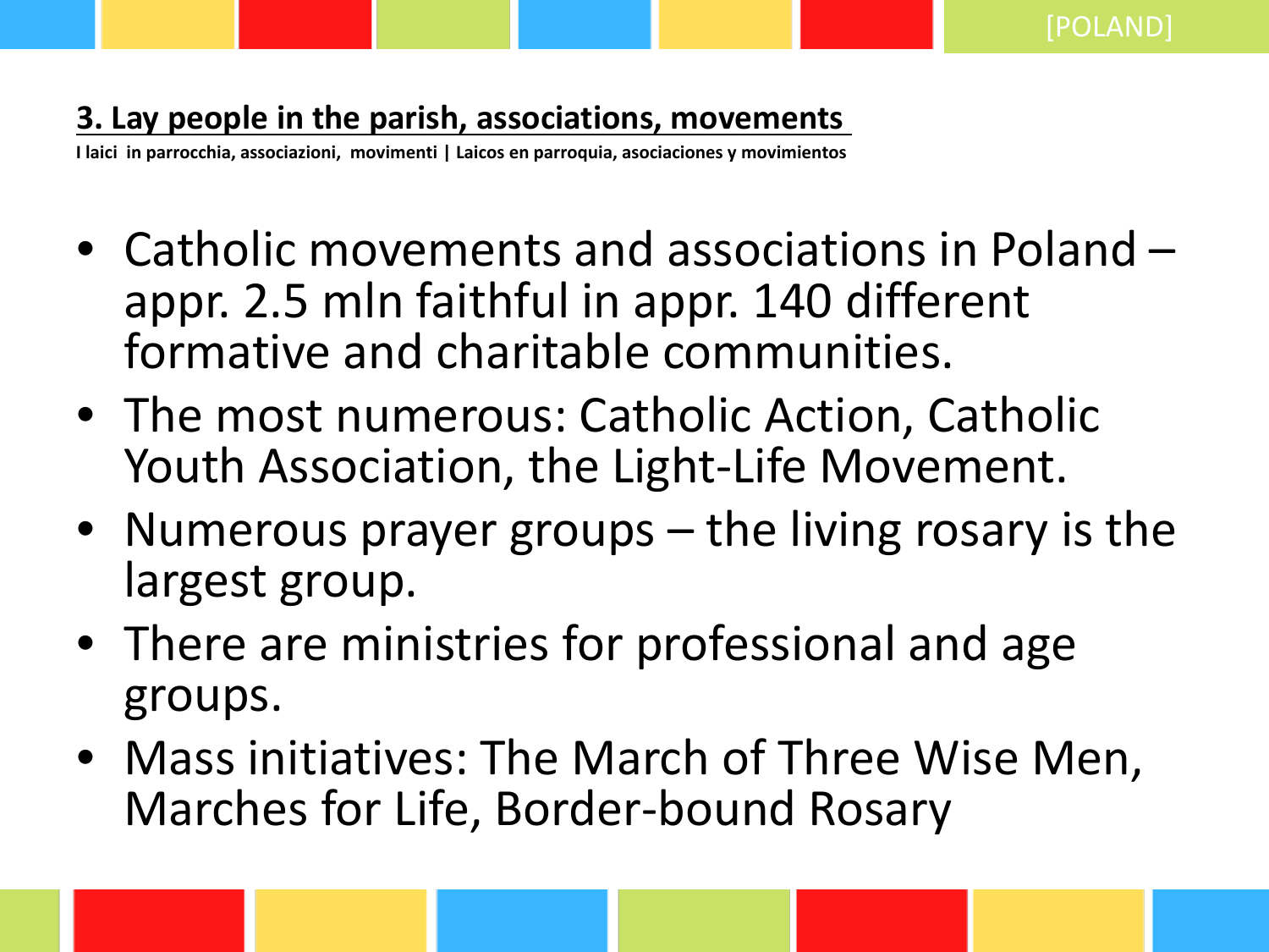## 3. Lay people in the parish, associations, movements

**I laici in parrocchia, associazioni, movimenti | Laicos en parroquia, asociaciones y movimientos**

- Catholic movements and associations in Poland – appr. 2.5 mln faithful in appr. 140 different formative and charitable communities.
- The most numerous: Catholic Action, Catholic Youth Association, the Light-Life Movement.
- Numerous prayer groups – the living rosary is the largest group.
- There are ministries for professional and age groups.
- Mass initiatives: The March of Three Wise Men, Marches for Life, Border-bound Rosary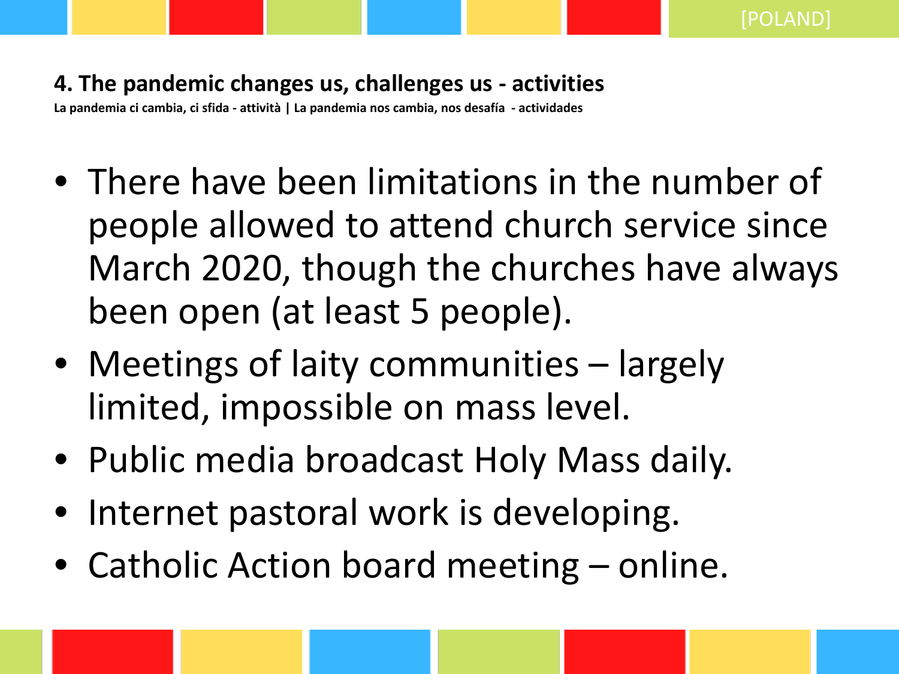[POLAND]

## 4. The pandemic changes us, challenges us - activities

**La pandemia ci cambia, ci sfida - attività | La pandemia nos cambia, nos desafía - actividades**

- There have been limitations in the number of people allowed to attend church service since March 2020, though the churches have always been open (at least 5 people).
- Meetings of laity communities – largely limited, impossible on mass level.
- Public media broadcast Holy Mass daily.
- Internet pastoral work is developing.
- Catholic Action board meeting – online.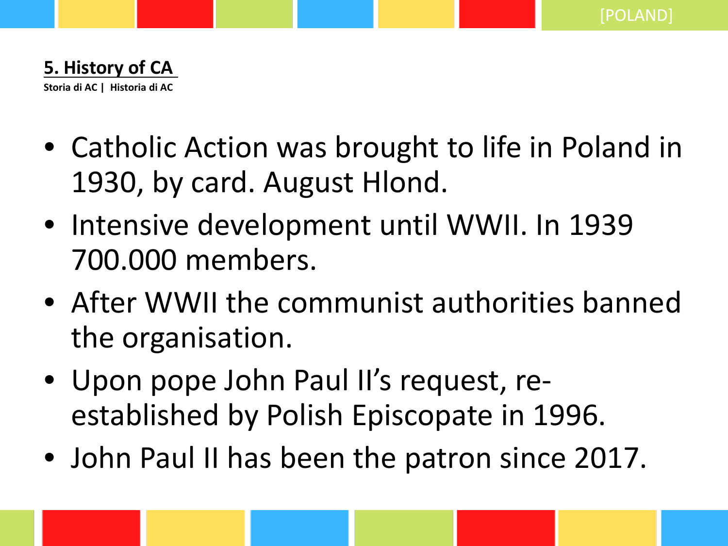## 5. History of CA

**Storia di AC | Historia di AC**

- Catholic Action was brought to life in Poland in 1930, by card. August Hlond.
- Intensive development until WWII. In 1939 700.000 members.
- After WWII the communist authorities banned the organisation.
- Upon pope John Paul II's request, re-established by Polish Episcopate in 1996.
- John Paul II has been the patron since 2017.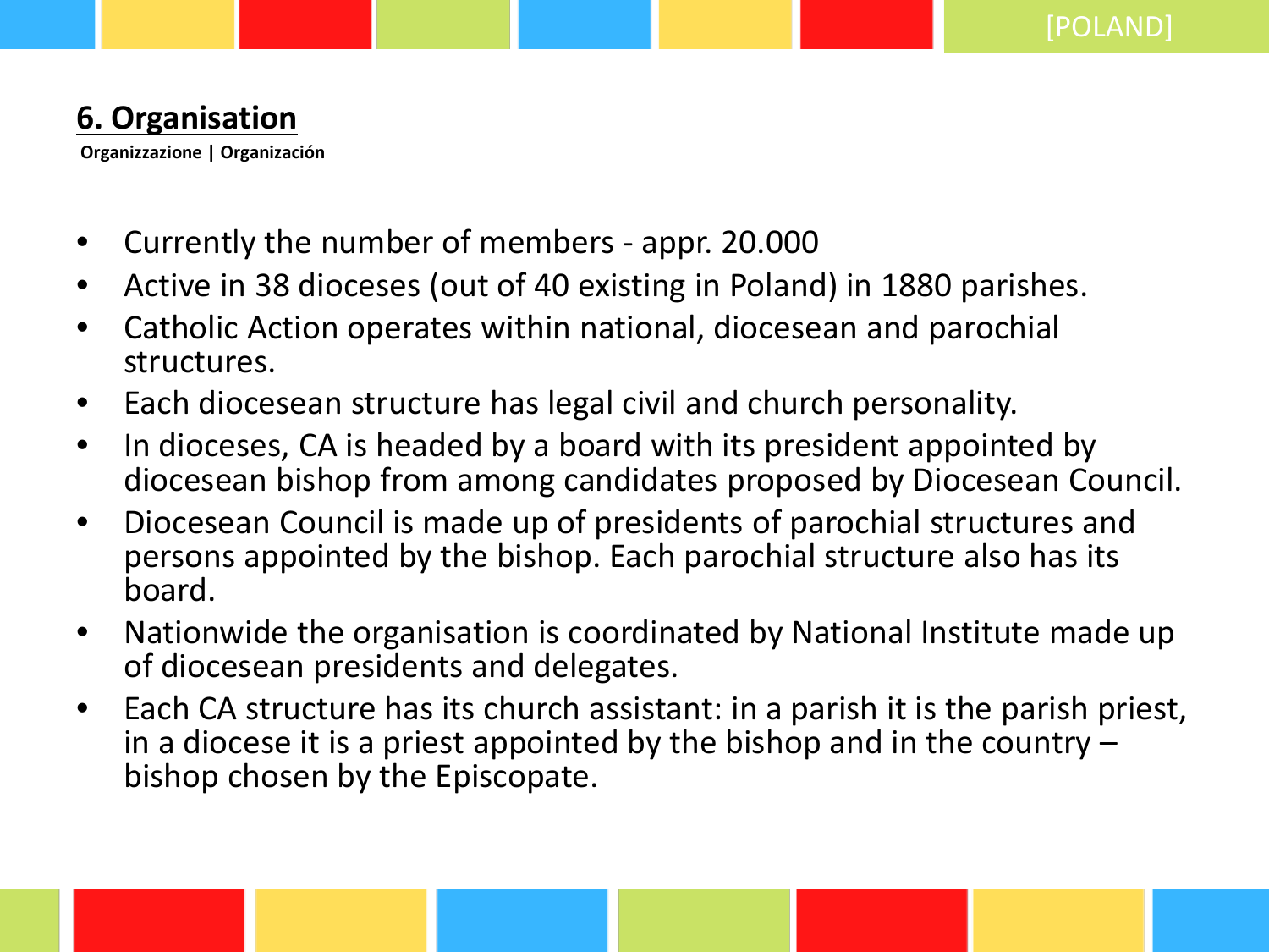## 6. Organisation

**Organizzazione | Organización**

- Currently the number of members - appr. 20.000
- Active in 38 dioceses (out of 40 existing in Poland) in 1880 parishes.
- Catholic Action operates within national, diocesean and parochial structures.
- Each diocesean structure has legal civil and church personality.
- In dioceses, CA is headed by a board with its president appointed by diocesean bishop from among candidates proposed by Diocesean Council.
- Diocesean Council is made up of presidents of parochial structures and persons appointed by the bishop. Each parochial structure also has its board.
- Nationwide the organisation is coordinated by National Institute made up of diocesean presidents and delegates.
- Each CA structure has its church assistant: in a parish it is the parish priest, in a diocese it is a priest appointed by the bishop and in the country – bishop chosen by the Episcopate.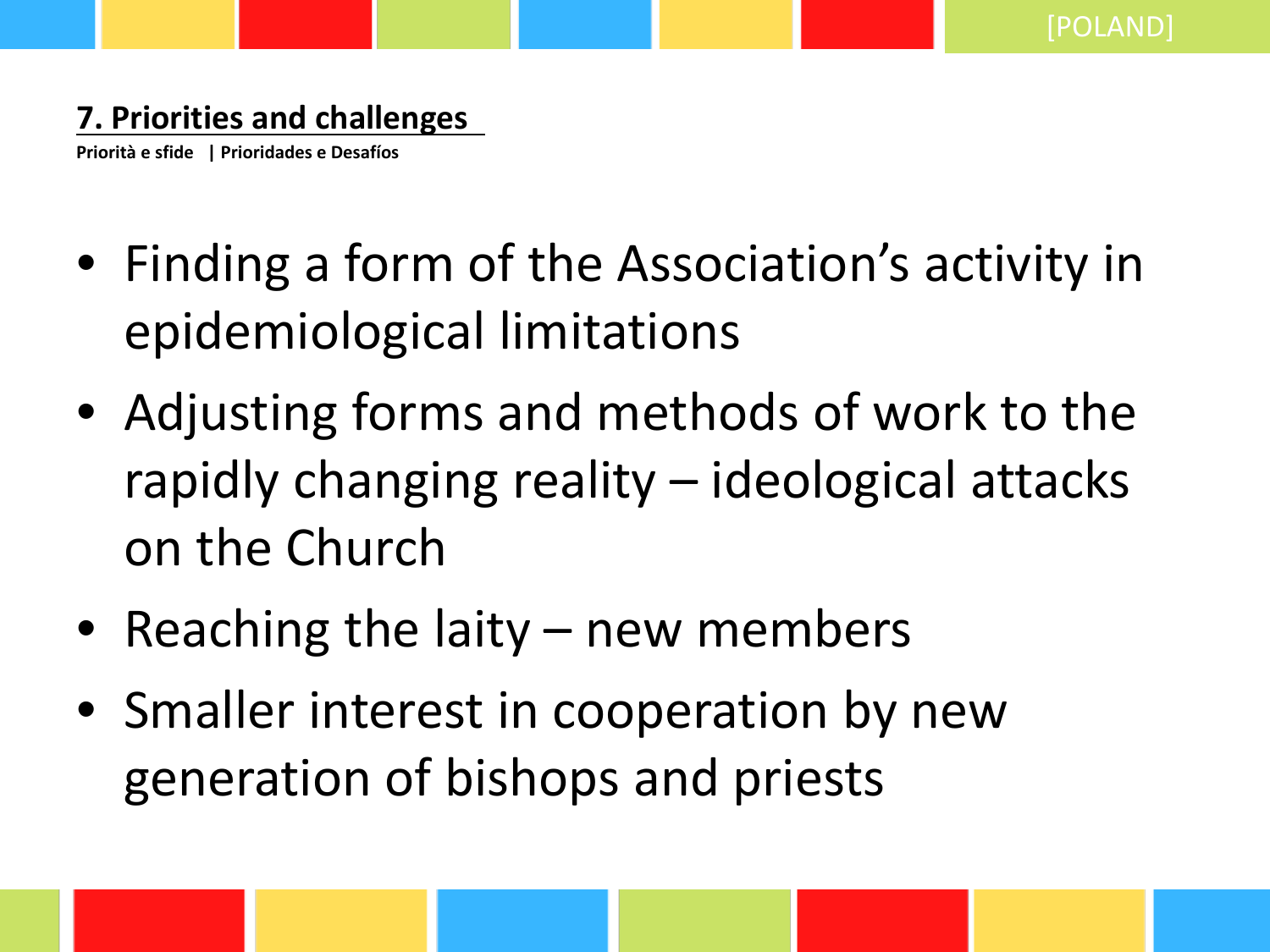## 7. Priorities and challenges

**Priorità e sfide | Prioridades e Desafíos**

- Finding a form of the Association's activity in epidemiological limitations
- Adjusting forms and methods of work to the rapidly changing reality – ideological attacks on the Church
- Reaching the laity – new members
- Smaller interest in cooperation by new generation of bishops and priests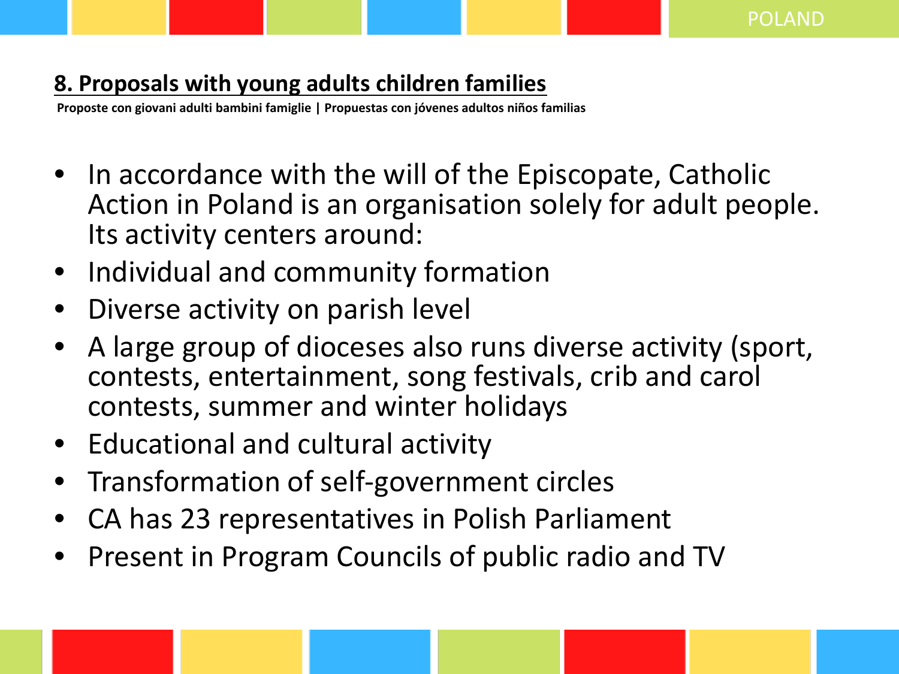## 8. Proposals with young adults children families

**Proposte con giovani adulti bambini famiglie | Propuestas con jóvenes adultos niños familias**

- In accordance with the will of the Episcopate, Catholic Action in Poland is an organisation solely for adult people. Its activity centers around:
- Individual and community formation
- Diverse activity on parish level
- A large group of dioceses also runs diverse activity (sport, contests, entertainment, song festivals, crib and carol contests, summer and winter holidays
- Educational and cultural activity
- Transformation of self-government circles
- CA has 23 representatives in Polish Parliament
- Present in Program Councils of public radio and TV